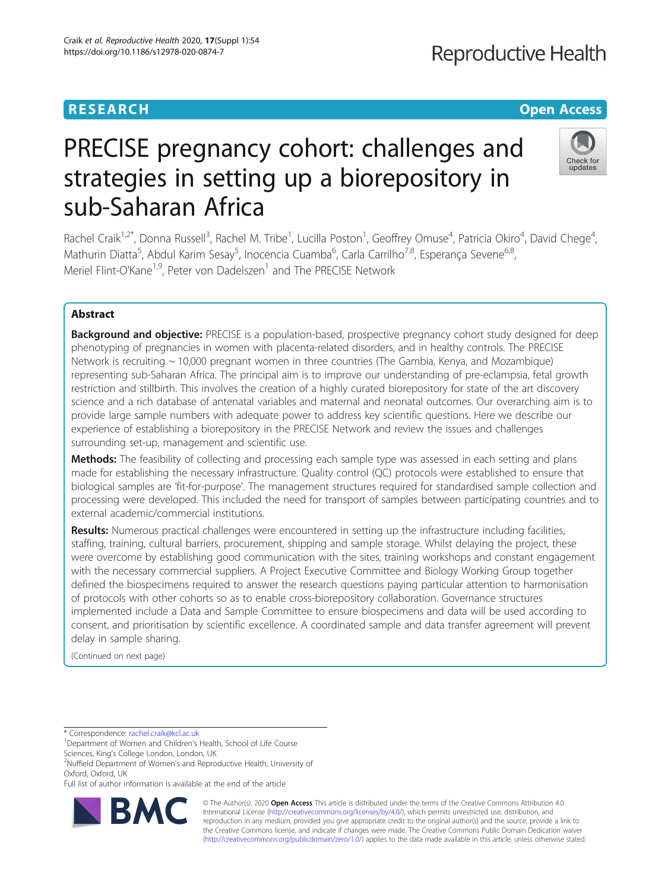**RESEARCH** **Open Access**

# PRECISE pregnancy cohort: challenges and strategies in setting up a biorepository in sub-Saharan Africa

Rachel Craik[1,2*], Donna Russell[3], Rachel M. Tribe[1], Lucilla Poston[1], Geoffrey Omuse[4], Patricia Okiro[4], David Chege[4], Mathurin Diatta[5], Abdul Karim Sesay[5], Inocencia Cuamba[6], Carla Carrilho[7,8], Esperança Sevene[6,8], Meriel Flint-O'Kane[1,9], Peter von Dadelszen[1] and The PRECISE Network

## Abstract

**Background and objective:** PRECISE is a population-based, prospective pregnancy cohort study designed for deep phenotyping of pregnancies in women with placenta-related disorders, and in healthy controls. The PRECISE Network is recruiting ~ 10,000 pregnant women in three countries (The Gambia, Kenya, and Mozambique) representing sub-Saharan Africa. The principal aim is to improve our understanding of pre-eclampsia, fetal growth restriction and stillbirth. This involves the creation of a highly curated biorepository for state of the art discovery science and a rich database of antenatal variables and maternal and neonatal outcomes. Our overarching aim is to provide large sample numbers with adequate power to address key scientific questions. Here we describe our experience of establishing a biorepository in the PRECISE Network and review the issues and challenges surrounding set-up, management and scientific use.

**Methods:** The feasibility of collecting and processing each sample type was assessed in each setting and plans made for establishing the necessary infrastructure. Quality control (QC) protocols were established to ensure that biological samples are 'fit-for-purpose'. The management structures required for standardised sample collection and processing were developed. This included the need for transport of samples between participating countries and to external academic/commercial institutions.

**Results:** Numerous practical challenges were encountered in setting up the infrastructure including facilities, staffing, training, cultural barriers, procurement, shipping and sample storage. Whilst delaying the project, these were overcome by establishing good communication with the sites, training workshops and constant engagement with the necessary commercial suppliers. A Project Executive Committee and Biology Working Group together defined the biospecimens required to answer the research questions paying particular attention to harmonisation of protocols with other cohorts so as to enable cross-biorepository collaboration. Governance structures implemented include a Data and Sample Committee to ensure biospecimens and data will be used according to consent, and prioritisation by scientific excellence. A coordinated sample and data transfer agreement will prevent delay in sample sharing.

(Continued on next page)

---

\* Correspondence: rachel.craik@kcl.ac.uk

[1]Department of Women and Children's Health, School of Life Course Sciences, King's College London, London, UK

[2]Nuffield Department of Women's and Reproductive Health, University of Oxford, Oxford, UK

Full list of author information is available at the end of the article

© The Author(s). 2020 **Open Access** This article is distributed under the terms of the Creative Commons Attribution 4.0 International License (http://creativecommons.org/licenses/by/4.0/), which permits unrestricted use, distribution, and reproduction in any medium, provided you give appropriate credit to the original author(s) and the source, provide a link to the Creative Commons license, and indicate if changes were made. The Creative Commons Public Domain Dedication waiver (http://creativecommons.org/publicdomain/zero/1.0/) applies to the data made available in this article, unless otherwise stated.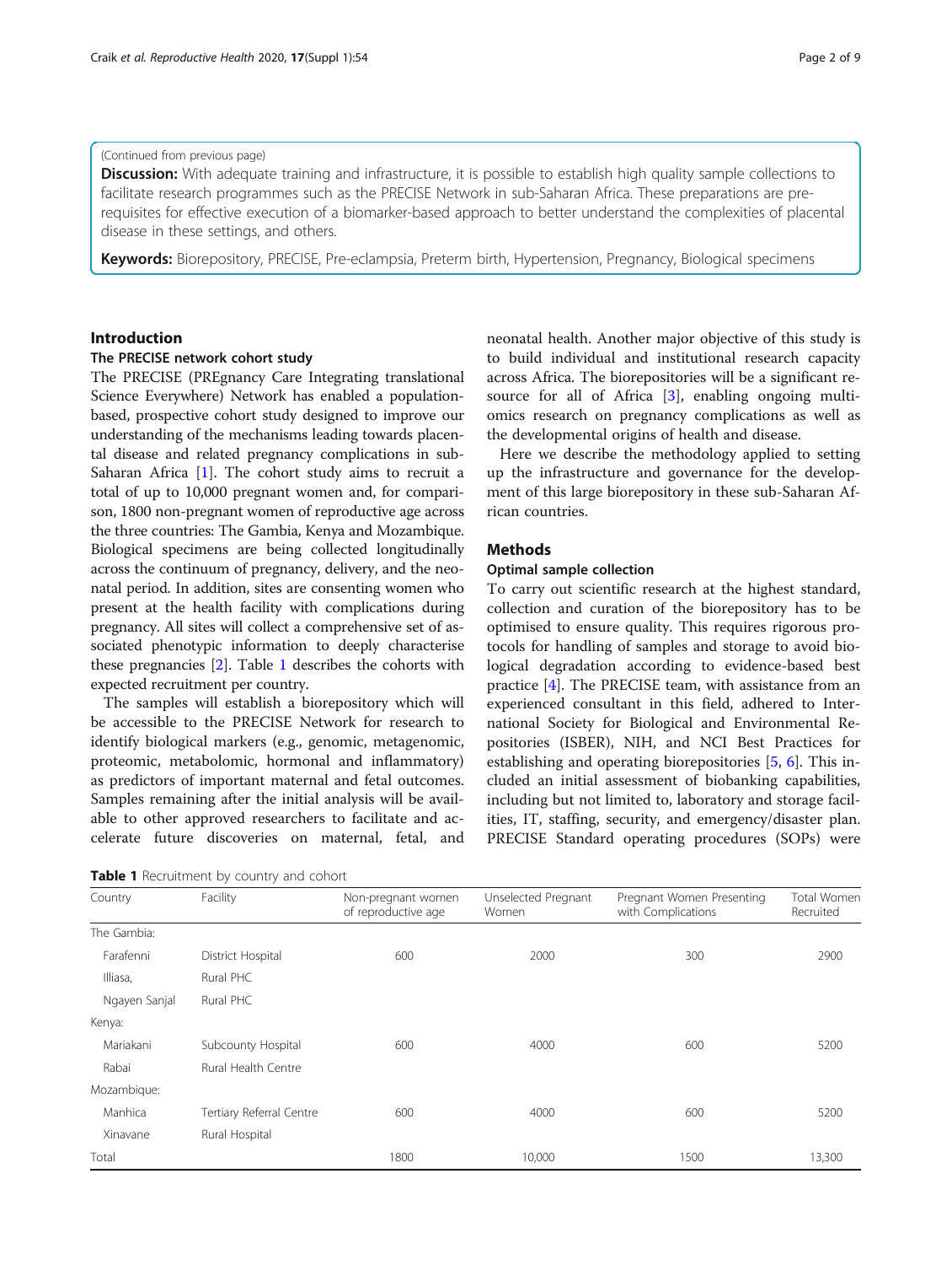(Continued from previous page)

**Discussion:** With adequate training and infrastructure, it is possible to establish high quality sample collections to facilitate research programmes such as the PRECISE Network in sub-Saharan Africa. These preparations are pre-requisites for effective execution of a biomarker-based approach to better understand the complexities of placental disease in these settings, and others.

**Keywords:** Biorepository, PRECISE, Pre-eclampsia, Preterm birth, Hypertension, Pregnancy, Biological specimens

## Introduction

### The PRECISE network cohort study

The PRECISE (PREgnancy Care Integrating translational Science Everywhere) Network has enabled a population-based, prospective cohort study designed to improve our understanding of the mechanisms leading towards placental disease and related pregnancy complications in sub-Saharan Africa [1]. The cohort study aims to recruit a total of up to 10,000 pregnant women and, for comparison, 1800 non-pregnant women of reproductive age across the three countries: The Gambia, Kenya and Mozambique. Biological specimens are being collected longitudinally across the continuum of pregnancy, delivery, and the neonatal period. In addition, sites are consenting women who present at the health facility with complications during pregnancy. All sites will collect a comprehensive set of associated phenotypic information to deeply characterise these pregnancies [2]. Table 1 describes the cohorts with expected recruitment per country.

The samples will establish a biorepository which will be accessible to the PRECISE Network for research to identify biological markers (e.g., genomic, metagenomic, proteomic, metabolomic, hormonal and inflammatory) as predictors of important maternal and fetal outcomes. Samples remaining after the initial analysis will be available to other approved researchers to facilitate and accelerate future discoveries on maternal, fetal, and neonatal health. Another major objective of this study is to build individual and institutional research capacity across Africa. The biorepositories will be a significant resource for all of Africa [3], enabling ongoing multi-omics research on pregnancy complications as well as the developmental origins of health and disease.

Here we describe the methodology applied to setting up the infrastructure and governance for the development of this large biorepository in these sub-Saharan African countries.

## Methods

### Optimal sample collection

To carry out scientific research at the highest standard, collection and curation of the biorepository has to be optimised to ensure quality. This requires rigorous protocols for handling of samples and storage to avoid biological degradation according to evidence-based best practice [4]. The PRECISE team, with assistance from an experienced consultant in this field, adhered to International Society for Biological and Environmental Repositories (ISBER), NIH, and NCI Best Practices for establishing and operating biorepositories [5, 6]. This included an initial assessment of biobanking capabilities, including but not limited to, laboratory and storage facilities, IT, staffing, security, and emergency/disaster plan. PRECISE Standard operating procedures (SOPs) were

**Table 1** Recruitment by country and cohort

| Country | Facility | Non-pregnant women of reproductive age | Unselected Pregnant Women | Pregnant Women Presenting with Complications | Total Women Recruited |
|---|---|---|---|---|---|
| The Gambia: | | | | | |
| Farafenni | District Hospital | 600 | 2000 | 300 | 2900 |
| Illiasa, | Rural PHC | | | | |
| Ngayen Sanjal | Rural PHC | | | | |
| Kenya: | | | | | |
| Mariakani | Subcounty Hospital | 600 | 4000 | 600 | 5200 |
| Rabai | Rural Health Centre | | | | |
| Mozambique: | | | | | |
| Manhica | Tertiary Referral Centre | 600 | 4000 | 600 | 5200 |
| Xinavane | Rural Hospital | | | | |
| Total | | 1800 | 10,000 | 1500 | 13,300 |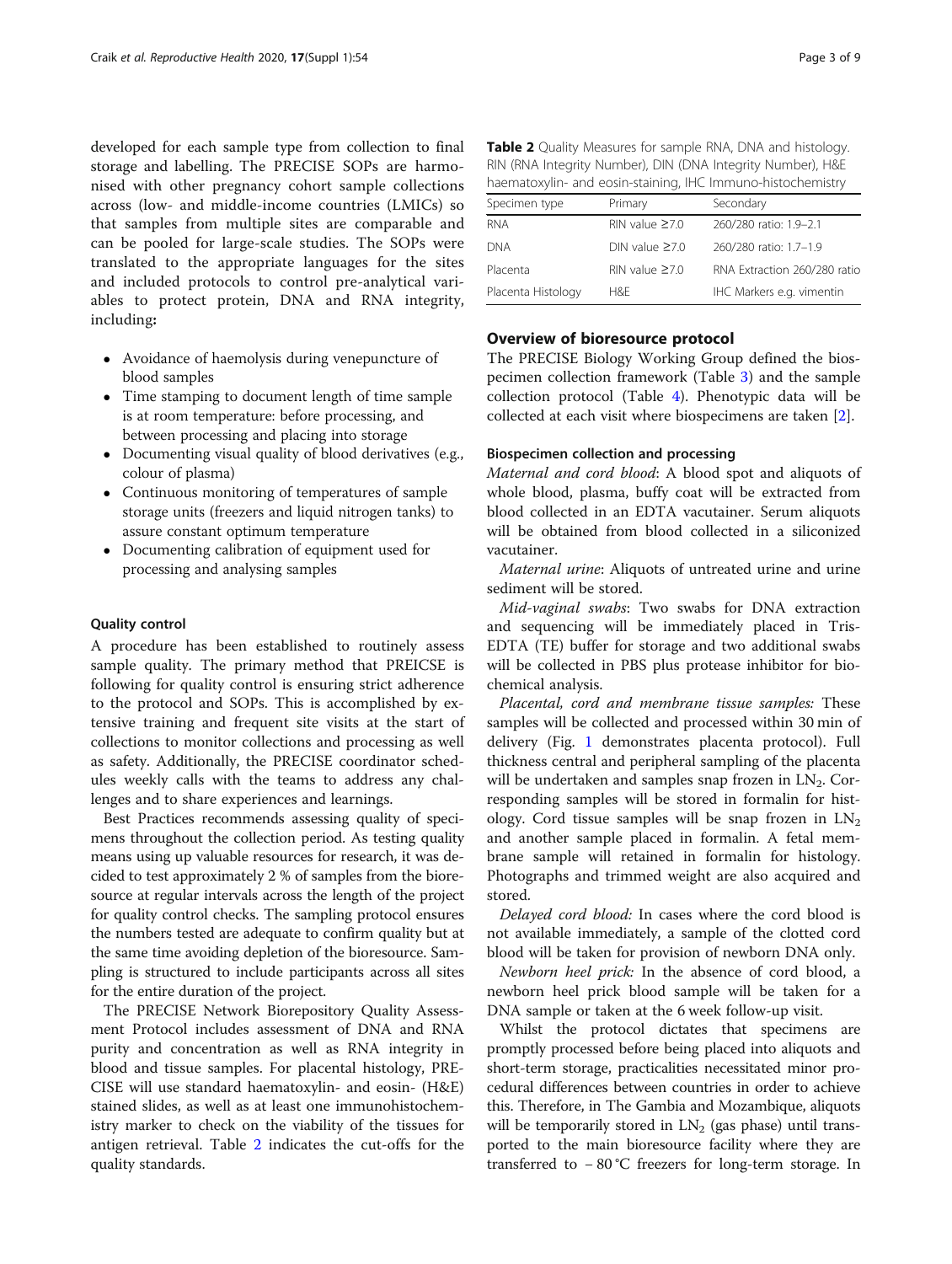developed for each sample type from collection to final storage and labelling. The PRECISE SOPs are harmonised with other pregnancy cohort sample collections across (low- and middle-income countries (LMICs) so that samples from multiple sites are comparable and can be pooled for large-scale studies. The SOPs were translated to the appropriate languages for the sites and included protocols to control pre-analytical variables to protect protein, DNA and RNA integrity, including**:**

- Avoidance of haemolysis during venepuncture of blood samples
- Time stamping to document length of time sample is at room temperature: before processing, and between processing and placing into storage
- Documenting visual quality of blood derivatives (e.g., colour of plasma)
- Continuous monitoring of temperatures of sample storage units (freezers and liquid nitrogen tanks) to assure constant optimum temperature
- Documenting calibration of equipment used for processing and analysing samples

### Quality control

A procedure has been established to routinely assess sample quality. The primary method that PREICSE is following for quality control is ensuring strict adherence to the protocol and SOPs. This is accomplished by extensive training and frequent site visits at the start of collections to monitor collections and processing as well as safety. Additionally, the PRECISE coordinator schedules weekly calls with the teams to address any challenges and to share experiences and learnings.

Best Practices recommends assessing quality of specimens throughout the collection period. As testing quality means using up valuable resources for research, it was decided to test approximately 2 % of samples from the bioresource at regular intervals across the length of the project for quality control checks. The sampling protocol ensures the numbers tested are adequate to confirm quality but at the same time avoiding depletion of the bioresource. Sampling is structured to include participants across all sites for the entire duration of the project.

The PRECISE Network Biorepository Quality Assessment Protocol includes assessment of DNA and RNA purity and concentration as well as RNA integrity in blood and tissue samples. For placental histology, PRECISE will use standard haematoxylin- and eosin- (H&E) stained slides, as well as at least one immunohistochemistry marker to check on the viability of the tissues for antigen retrieval. Table 2 indicates the cut-offs for the quality standards.

**Table 2** Quality Measures for sample RNA, DNA and histology. RIN (RNA Integrity Number), DIN (DNA Integrity Number), H&E haematoxylin- and eosin-staining, IHC Immuno-histochemistry

| Specimen type | Primary | Secondary |
|---|---|---|
| RNA | RIN value ≥7.0 | 260/280 ratio: 1.9–2.1 |
| DNA | DIN value ≥7.0 | 260/280 ratio: 1.7–1.9 |
| Placenta | RIN value ≥7.0 | RNA Extraction 260/280 ratio |
| Placenta Histology | H&E | IHC Markers e.g. vimentin |

## Overview of bioresource protocol

The PRECISE Biology Working Group defined the biospecimen collection framework (Table 3) and the sample collection protocol (Table 4). Phenotypic data will be collected at each visit where biospecimens are taken [2].

### Biospecimen collection and processing

*Maternal and cord blood*: A blood spot and aliquots of whole blood, plasma, buffy coat will be extracted from blood collected in an EDTA vacutainer. Serum aliquots will be obtained from blood collected in a siliconized vacutainer.

*Maternal urine*: Aliquots of untreated urine and urine sediment will be stored.

*Mid-vaginal swabs*: Two swabs for DNA extraction and sequencing will be immediately placed in Tris-EDTA (TE) buffer for storage and two additional swabs will be collected in PBS plus protease inhibitor for biochemical analysis.

*Placental, cord and membrane tissue samples:* These samples will be collected and processed within 30 min of delivery (Fig. 1 demonstrates placenta protocol). Full thickness central and peripheral sampling of the placenta will be undertaken and samples snap frozen in $LN_2$. Corresponding samples will be stored in formalin for histology. Cord tissue samples will be snap frozen in $LN_2$ and another sample placed in formalin. A fetal membrane sample will retained in formalin for histology. Photographs and trimmed weight are also acquired and stored.

*Delayed cord blood:* In cases where the cord blood is not available immediately, a sample of the clotted cord blood will be taken for provision of newborn DNA only.

*Newborn heel prick:* In the absence of cord blood, a newborn heel prick blood sample will be taken for a DNA sample or taken at the 6 week follow-up visit.

Whilst the protocol dictates that specimens are promptly processed before being placed into aliquots and short-term storage, practicalities necessitated minor procedural differences between countries in order to achieve this. Therefore, in The Gambia and Mozambique, aliquots will be temporarily stored in $LN_2$ (gas phase) until transported to the main bioresource facility where they are transferred to − 80 °C freezers for long-term storage. In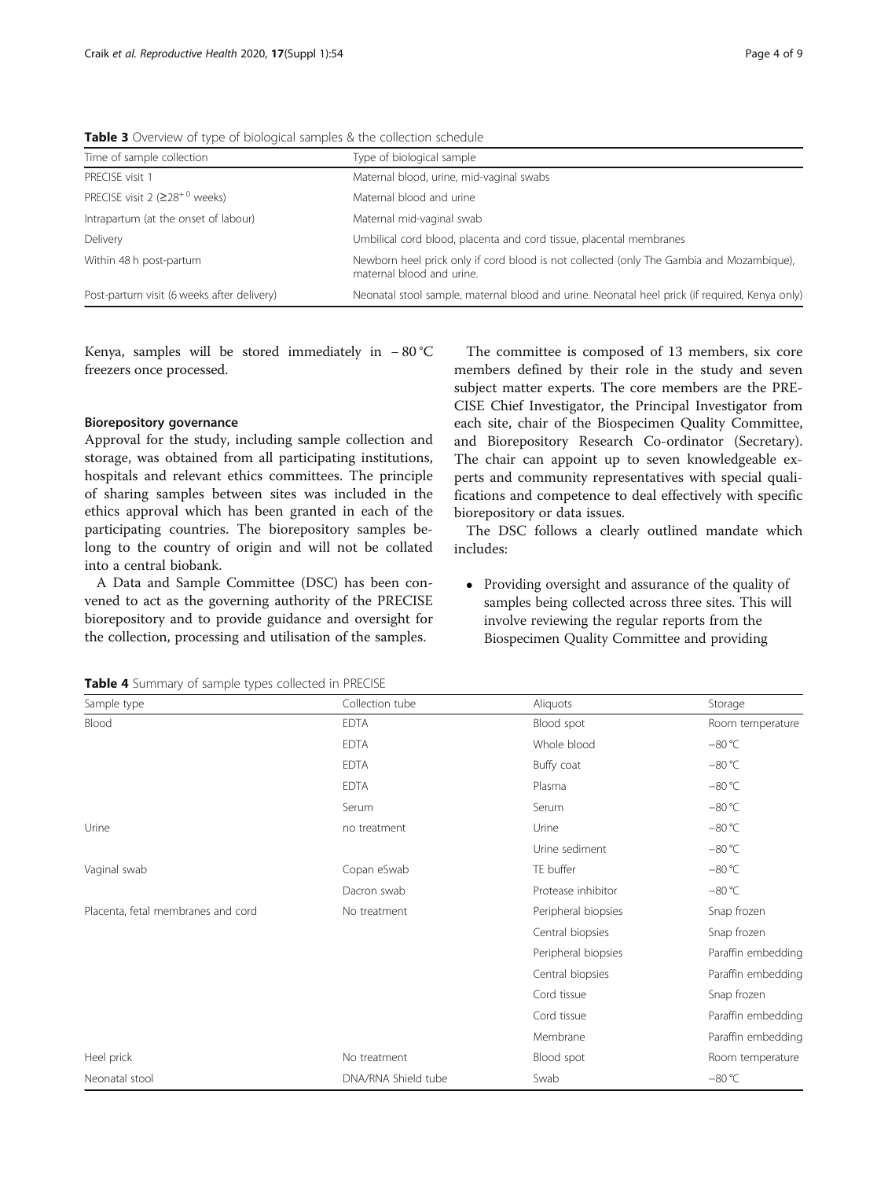**Table 3** Overview of type of biological samples & the collection schedule

| Time of sample collection | Type of biological sample |
| --- | --- |
| PRECISE visit 1 | Maternal blood, urine, mid-vaginal swabs |
| PRECISE visit 2 ($\geq 28^{+0}$ weeks) | Maternal blood and urine |
| Intrapartum (at the onset of labour) | Maternal mid-vaginal swab |
| Delivery | Umbilical cord blood, placenta and cord tissue, placental membranes |
| Within 48 h post-partum | Newborn heel prick only if cord blood is not collected (only The Gambia and Mozambique), maternal blood and urine. |
| Post-partum visit (6 weeks after delivery) | Neonatal stool sample, maternal blood and urine. Neonatal heel prick (if required, Kenya only) |

Kenya, samples will be stored immediately in − 80 °C freezers once processed.

### Biorepository governance

Approval for the study, including sample collection and storage, was obtained from all participating institutions, hospitals and relevant ethics committees. The principle of sharing samples between sites was included in the ethics approval which has been granted in each of the participating countries. The biorepository samples belong to the country of origin and will not be collated into a central biobank.

A Data and Sample Committee (DSC) has been convened to act as the governing authority of the PRECISE biorepository and to provide guidance and oversight for the collection, processing and utilisation of the samples.

The committee is composed of 13 members, six core members defined by their role in the study and seven subject matter experts. The core members are the PRECISE Chief Investigator, the Principal Investigator from each site, chair of the Biospecimen Quality Committee, and Biorepository Research Co-ordinator (Secretary). The chair can appoint up to seven knowledgeable experts and community representatives with special qualifications and competence to deal effectively with specific biorepository or data issues.

The DSC follows a clearly outlined mandate which includes:

- Providing oversight and assurance of the quality of samples being collected across three sites. This will involve reviewing the regular reports from the Biospecimen Quality Committee and providing

**Table 4** Summary of sample types collected in PRECISE

| Sample type | Collection tube | Aliquots | Storage |
| --- | --- | --- | --- |
| Blood | EDTA | Blood spot | Room temperature |
| | EDTA | Whole blood | −80 °C |
| | EDTA | Buffy coat | −80 °C |
| | EDTA | Plasma | −80 °C |
| | Serum | Serum | −80 °C |
| Urine | no treatment | Urine | −80 °C |
| | | Urine sediment | −80 °C |
| Vaginal swab | Copan eSwab | TE buffer | −80 °C |
| | Dacron swab | Protease inhibitor | −80 °C |
| Placenta, fetal membranes and cord | No treatment | Peripheral biopsies | Snap frozen |
| | | Central biopsies | Snap frozen |
| | | Peripheral biopsies | Paraffin embedding |
| | | Central biopsies | Paraffin embedding |
| | | Cord tissue | Snap frozen |
| | | Cord tissue | Paraffin embedding |
| | | Membrane | Paraffin embedding |
| Heel prick | No treatment | Blood spot | Room temperature |
| Neonatal stool | DNA/RNA Shield tube | Swab | −80 °C |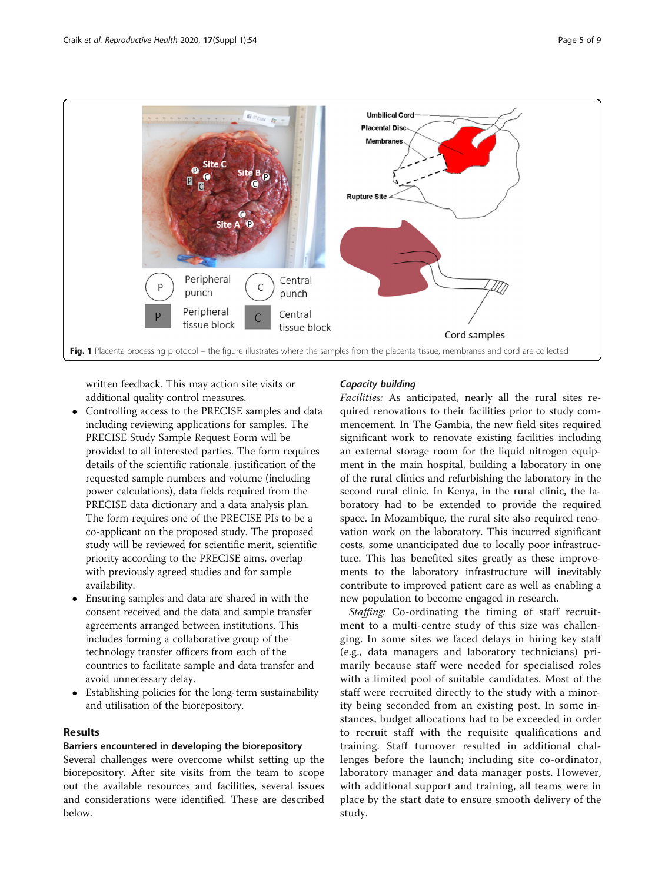Fig. 1 Placenta processing protocol – the figure illustrates where the samples from the placenta tissue, membranes and cord are collected

written feedback. This may action site visits or additional quality control measures.

- Controlling access to the PRECISE samples and data including reviewing applications for samples. The PRECISE Study Sample Request Form will be provided to all interested parties. The form requires details of the scientific rationale, justification of the requested sample numbers and volume (including power calculations), data fields required from the PRECISE data dictionary and a data analysis plan. The form requires one of the PRECISE PIs to be a co-applicant on the proposed study. The proposed study will be reviewed for scientific merit, scientific priority according to the PRECISE aims, overlap with previously agreed studies and for sample availability.
- Ensuring samples and data are shared in with the consent received and the data and sample transfer agreements arranged between institutions. This includes forming a collaborative group of the technology transfer officers from each of the countries to facilitate sample and data transfer and avoid unnecessary delay.
- Establishing policies for the long-term sustainability and utilisation of the biorepository.

## Results

### Barriers encountered in developing the biorepository

Several challenges were overcome whilst setting up the biorepository. After site visits from the team to scope out the available resources and facilities, several issues and considerations were identified. These are described below.

#### Capacity building

*Facilities:* As anticipated, nearly all the rural sites required renovations to their facilities prior to study commencement. In The Gambia, the new field sites required significant work to renovate existing facilities including an external storage room for the liquid nitrogen equipment in the main hospital, building a laboratory in one of the rural clinics and refurbishing the laboratory in the second rural clinic. In Kenya, in the rural clinic, the laboratory had to be extended to provide the required space. In Mozambique, the rural site also required renovation work on the laboratory. This incurred significant costs, some unanticipated due to locally poor infrastructure. This has benefited sites greatly as these improvements to the laboratory infrastructure will inevitably contribute to improved patient care as well as enabling a new population to become engaged in research.

*Staffing:* Co-ordinating the timing of staff recruitment to a multi-centre study of this size was challenging. In some sites we faced delays in hiring key staff (e.g., data managers and laboratory technicians) primarily because staff were needed for specialised roles with a limited pool of suitable candidates. Most of the staff were recruited directly to the study with a minority being seconded from an existing post. In some instances, budget allocations had to be exceeded in order to recruit staff with the requisite qualifications and training. Staff turnover resulted in additional challenges before the launch; including site co-ordinator, laboratory manager and data manager posts. However, with additional support and training, all teams were in place by the start date to ensure smooth delivery of the study.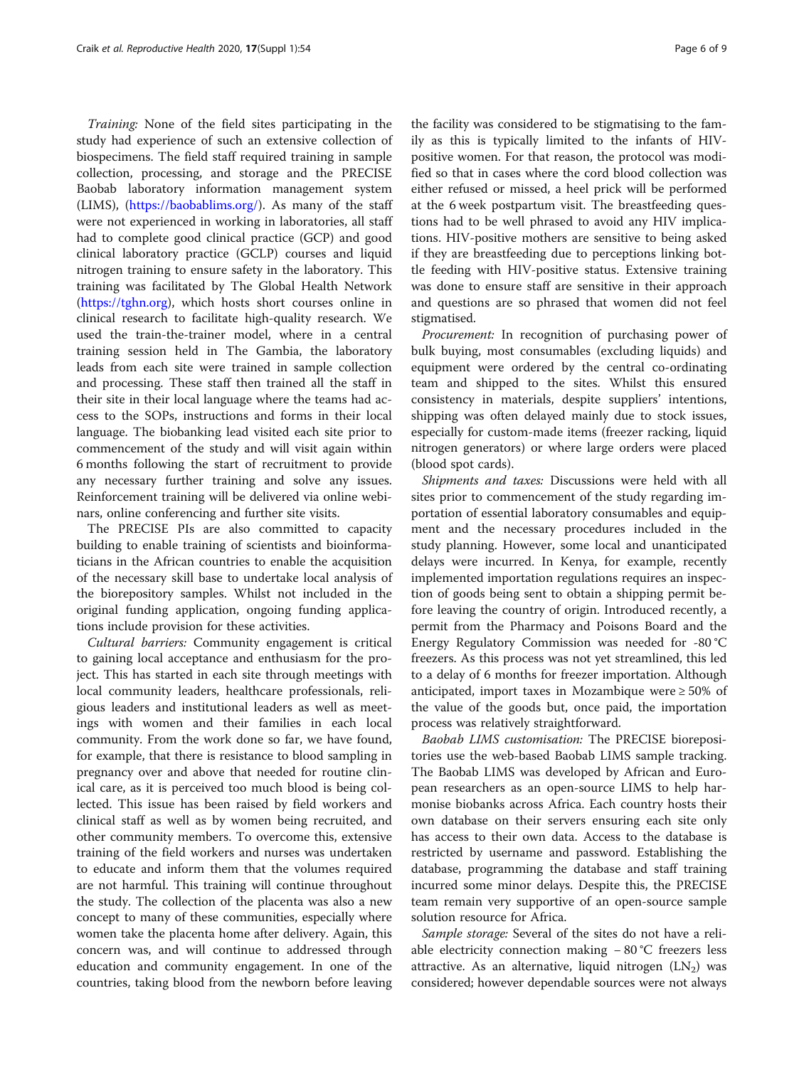*Training:* None of the field sites participating in the study had experience of such an extensive collection of biospecimens. The field staff required training in sample collection, processing, and storage and the PRECISE Baobab laboratory information management system (LIMS), (https://baobablims.org/). As many of the staff were not experienced in working in laboratories, all staff had to complete good clinical practice (GCP) and good clinical laboratory practice (GCLP) courses and liquid nitrogen training to ensure safety in the laboratory. This training was facilitated by The Global Health Network (https://tghn.org), which hosts short courses online in clinical research to facilitate high-quality research. We used the train-the-trainer model, where in a central training session held in The Gambia, the laboratory leads from each site were trained in sample collection and processing. These staff then trained all the staff in their site in their local language where the teams had access to the SOPs, instructions and forms in their local language. The biobanking lead visited each site prior to commencement of the study and will visit again within 6 months following the start of recruitment to provide any necessary further training and solve any issues. Reinforcement training will be delivered via online webinars, online conferencing and further site visits.

The PRECISE PIs are also committed to capacity building to enable training of scientists and bioinformaticians in the African countries to enable the acquisition of the necessary skill base to undertake local analysis of the biorepository samples. Whilst not included in the original funding application, ongoing funding applications include provision for these activities.

*Cultural barriers:* Community engagement is critical to gaining local acceptance and enthusiasm for the project. This has started in each site through meetings with local community leaders, healthcare professionals, religious leaders and institutional leaders as well as meetings with women and their families in each local community. From the work done so far, we have found, for example, that there is resistance to blood sampling in pregnancy over and above that needed for routine clinical care, as it is perceived too much blood is being collected. This issue has been raised by field workers and clinical staff as well as by women being recruited, and other community members. To overcome this, extensive training of the field workers and nurses was undertaken to educate and inform them that the volumes required are not harmful. This training will continue throughout the study. The collection of the placenta was also a new concept to many of these communities, especially where women take the placenta home after delivery. Again, this concern was, and will continue to addressed through education and community engagement. In one of the countries, taking blood from the newborn before leaving the facility was considered to be stigmatising to the family as this is typically limited to the infants of HIV-positive women. For that reason, the protocol was modified so that in cases where the cord blood collection was either refused or missed, a heel prick will be performed at the 6 week postpartum visit. The breastfeeding questions had to be well phrased to avoid any HIV implications. HIV-positive mothers are sensitive to being asked if they are breastfeeding due to perceptions linking bottle feeding with HIV-positive status. Extensive training was done to ensure staff are sensitive in their approach and questions are so phrased that women did not feel stigmatised.

*Procurement:* In recognition of purchasing power of bulk buying, most consumables (excluding liquids) and equipment were ordered by the central co-ordinating team and shipped to the sites. Whilst this ensured consistency in materials, despite suppliers' intentions, shipping was often delayed mainly due to stock issues, especially for custom-made items (freezer racking, liquid nitrogen generators) or where large orders were placed (blood spot cards).

*Shipments and taxes:* Discussions were held with all sites prior to commencement of the study regarding importation of essential laboratory consumables and equipment and the necessary procedures included in the study planning. However, some local and unanticipated delays were incurred. In Kenya, for example, recently implemented importation regulations requires an inspection of goods being sent to obtain a shipping permit before leaving the country of origin. Introduced recently, a permit from the Pharmacy and Poisons Board and the Energy Regulatory Commission was needed for -80 °C freezers. As this process was not yet streamlined, this led to a delay of 6 months for freezer importation. Although anticipated, import taxes in Mozambique were ≥ 50% of the value of the goods but, once paid, the importation process was relatively straightforward.

*Baobab LIMS customisation:* The PRECISE biorepositories use the web-based Baobab LIMS sample tracking. The Baobab LIMS was developed by African and European researchers as an open-source LIMS to help harmonise biobanks across Africa. Each country hosts their own database on their servers ensuring each site only has access to their own data. Access to the database is restricted by username and password. Establishing the database, programming the database and staff training incurred some minor delays. Despite this, the PRECISE team remain very supportive of an open-source sample solution resource for Africa.

*Sample storage:* Several of the sites do not have a reliable electricity connection making − 80 °C freezers less attractive. As an alternative, liquid nitrogen ($LN_2$) was considered; however dependable sources were not always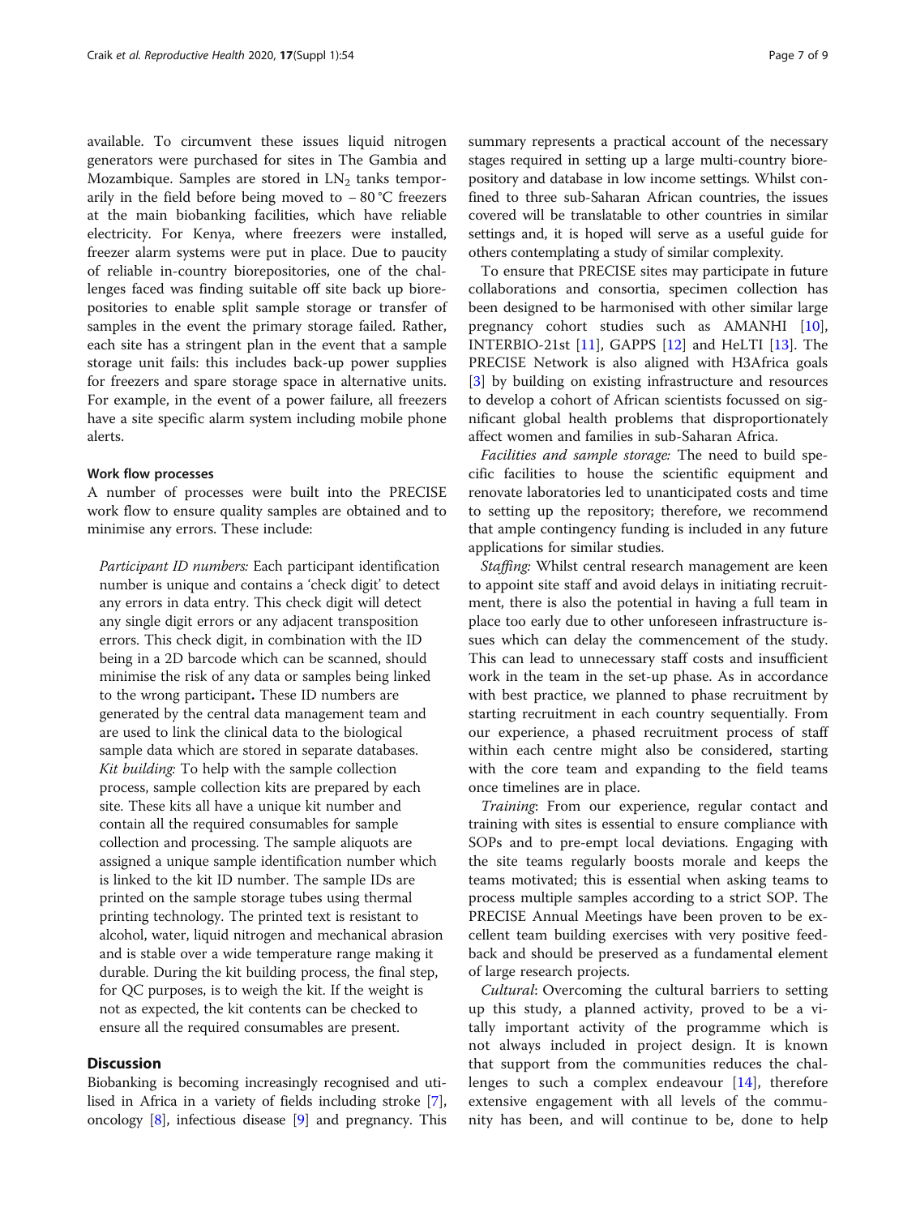available. To circumvent these issues liquid nitrogen generators were purchased for sites in The Gambia and Mozambique. Samples are stored in $LN_2$ tanks temporarily in the field before being moved to − 80 °C freezers at the main biobanking facilities, which have reliable electricity. For Kenya, where freezers were installed, freezer alarm systems were put in place. Due to paucity of reliable in-country biorepositories, one of the challenges faced was finding suitable off site back up biorepositories to enable split sample storage or transfer of samples in the event the primary storage failed. Rather, each site has a stringent plan in the event that a sample storage unit fails: this includes back-up power supplies for freezers and spare storage space in alternative units. For example, in the event of a power failure, all freezers have a site specific alarm system including mobile phone alerts.

### Work flow processes

A number of processes were built into the PRECISE work flow to ensure quality samples are obtained and to minimise any errors. These include:

*Participant ID numbers:* Each participant identification number is unique and contains a 'check digit' to detect any errors in data entry. This check digit will detect any single digit errors or any adjacent transposition errors. This check digit, in combination with the ID being in a 2D barcode which can be scanned, should minimise the risk of any data or samples being linked to the wrong participant**.** These ID numbers are generated by the central data management team and are used to link the clinical data to the biological sample data which are stored in separate databases.

*Kit building:* To help with the sample collection process, sample collection kits are prepared by each site. These kits all have a unique kit number and contain all the required consumables for sample collection and processing. The sample aliquots are assigned a unique sample identification number which is linked to the kit ID number. The sample IDs are printed on the sample storage tubes using thermal printing technology. The printed text is resistant to alcohol, water, liquid nitrogen and mechanical abrasion and is stable over a wide temperature range making it durable. During the kit building process, the final step, for QC purposes, is to weigh the kit. If the weight is not as expected, the kit contents can be checked to ensure all the required consumables are present.

## Discussion

Biobanking is becoming increasingly recognised and utilised in Africa in a variety of fields including stroke [7], oncology [8], infectious disease [9] and pregnancy. This summary represents a practical account of the necessary stages required in setting up a large multi-country biorepository and database in low income settings. Whilst confined to three sub-Saharan African countries, the issues covered will be translatable to other countries in similar settings and, it is hoped will serve as a useful guide for others contemplating a study of similar complexity.

To ensure that PRECISE sites may participate in future collaborations and consortia, specimen collection has been designed to be harmonised with other similar large pregnancy cohort studies such as AMANHI [10], INTERBIO-21st [11], GAPPS [12] and HeLTI [13]. The PRECISE Network is also aligned with H3Africa goals [3] by building on existing infrastructure and resources to develop a cohort of African scientists focussed on significant global health problems that disproportionately affect women and families in sub-Saharan Africa.

*Facilities and sample storage:* The need to build specific facilities to house the scientific equipment and renovate laboratories led to unanticipated costs and time to setting up the repository; therefore, we recommend that ample contingency funding is included in any future applications for similar studies.

*Staffing:* Whilst central research management are keen to appoint site staff and avoid delays in initiating recruitment, there is also the potential in having a full team in place too early due to other unforeseen infrastructure issues which can delay the commencement of the study. This can lead to unnecessary staff costs and insufficient work in the team in the set-up phase. As in accordance with best practice, we planned to phase recruitment by starting recruitment in each country sequentially. From our experience, a phased recruitment process of staff within each centre might also be considered, starting with the core team and expanding to the field teams once timelines are in place.

*Training*: From our experience, regular contact and training with sites is essential to ensure compliance with SOPs and to pre-empt local deviations. Engaging with the site teams regularly boosts morale and keeps the teams motivated; this is essential when asking teams to process multiple samples according to a strict SOP. The PRECISE Annual Meetings have been proven to be excellent team building exercises with very positive feedback and should be preserved as a fundamental element of large research projects.

*Cultural*: Overcoming the cultural barriers to setting up this study, a planned activity, proved to be a vitally important activity of the programme which is not always included in project design. It is known that support from the communities reduces the challenges to such a complex endeavour [14], therefore extensive engagement with all levels of the community has been, and will continue to be, done to help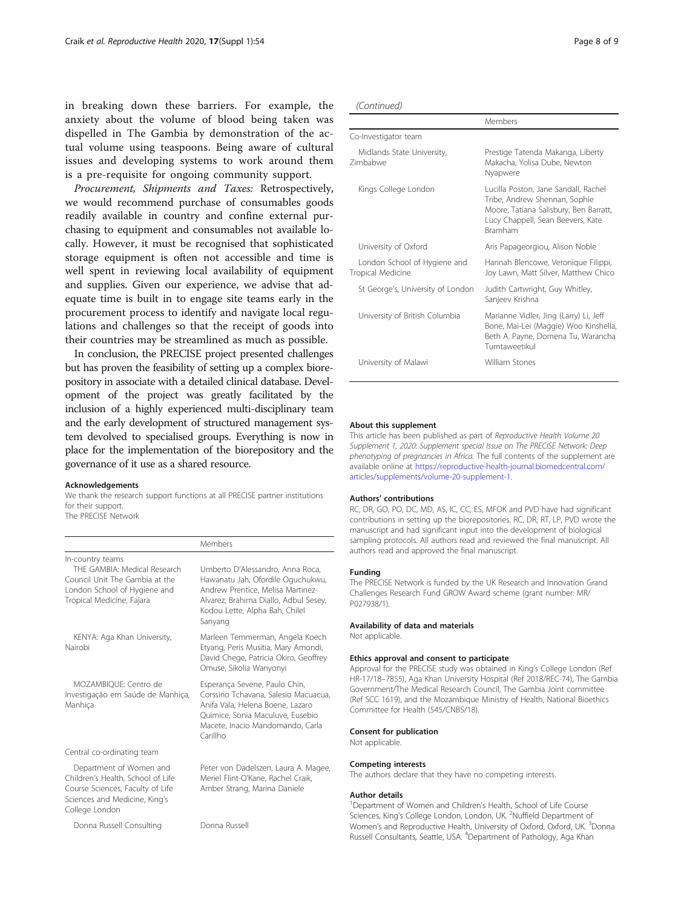in breaking down these barriers. For example, the anxiety about the volume of blood being taken was dispelled in The Gambia by demonstration of the actual volume using teaspoons. Being aware of cultural issues and developing systems to work around them is a pre-requisite for ongoing community support.

*Procurement, Shipments and Taxes:* Retrospectively, we would recommend purchase of consumables goods readily available in country and confine external purchasing to equipment and consumables not available locally. However, it must be recognised that sophisticated storage equipment is often not accessible and time is well spent in reviewing local availability of equipment and supplies. Given our experience, we advise that adequate time is built in to engage site teams early in the procurement process to identify and navigate local regulations and challenges so that the receipt of goods into their countries may be streamlined as much as possible.

In conclusion, the PRECISE project presented challenges but has proven the feasibility of setting up a complex biorepository in associate with a detailed clinical database. Development of the project was greatly facilitated by the inclusion of a highly experienced multi-disciplinary team and the early development of structured management system devolved to specialised groups. Everything is now in place for the implementation of the biorepository and the governance of it use as a shared resource.

#### Acknowledgements

We thank the research support functions at all PRECISE partner institutions for their support.

The PRECISE Network

| | Members |
|---|---|
| In-country teams | |
| THE GAMBIA: Medical Research Council Unit The Gambia at the London School of Hygiene and Tropical Medicine, Fajara | Umberto D'Alessandro, Anna Roca, Hawanatu Jah, Ofordile Oguchukwu, Andrew Prentice, Melisa Martinez-Alvarez, Brahima Diallo, Adbul Sesey, Kodou Lette, Alpha Bah, Chilel Sanyang |
| KENYA: Aga Khan University, Nairobi | Marleen Temmerman, Angela Koech Etyang, Peris Musitia, Mary Amondi, David Chege, Patricia Okiro, Geoffrey Omuse, Sikolia Wanyonyi |
| MOZAMBIQUE: Centro de Investigação em Saúde de Manhiça, Manhiça | Esperança Sevene, Paulo Chin, Corssino Tchavana, Salesio Macuacua, Anifa Vala, Helena Boene, Lazaro Quimice, Sonia Maculuve, Eusebio Macete, Inacio Mandomando, Carla Carillho |
| Central co-ordinating team | |
| Department of Women and Children's Health, School of Life Course Sciences, Faculty of Life Sciences and Medicine, King's College London | Peter von Dadelszen, Laura A. Magee, Meriel Flint-O'Kane, Rachel Craik, Amber Strang, Marina Daniele |
| Donna Russell Consulting | Donna Russell |
| Co-Investigator team | |
| Midlands State University, Zimbabwe | Prestige Tatenda Makanga, Liberty Makacha, Yolisa Dube, Newton Nyapwere |
| Kings College London | Lucilla Poston, Jane Sandall, Rachel Tribe, Andrew Shennan, Sophie Moore, Tatiana Salisbury, Ben Barratt, Lucy Chappell, Sean Beevers, Kate Bramham |
| University of Oxford | Aris Papageorgiou, Alison Noble |
| London School of Hygiene and Tropical Medicine | Hannah Blencowe, Veronique Filippi, Joy Lawn, Matt Silver, Matthew Chico |
| St George's, University of London | Judith Cartwright, Guy Whitley, Sanjeev Krishna |
| University of British Columbia | Marianne Vidler, Jing (Larry) Li, Jeff Bone, Mai-Lei (Maggie) Woo Kinshella, Beth A. Payne, Domena Tu, Warancha Tumtaweetikul |
| University of Malawi | William Stones |

#### About this supplement

This article has been published as part of *Reproductive Health Volume 20 Supplement 1, 2020: Supplement special Issue on The PRECISE Network: Deep phenotyping of pregnancies in Africa*. The full contents of the supplement are available online at https://reproductive-health-journal.biomedcentral.com/articles/supplements/volume-20-supplement-1.

#### Authors' contributions

RC, DR, GO, PO, DC, MD, AS, IC, CC, ES, MFOK and PVD have had significant contributions in setting up the biorepositories. RC, DR, RT, LP, PVD wrote the manuscript and had significant input into the development of biological sampling protocols. All authors read and reviewed the final manuscript. All authors read and approved the final manuscript.

#### Funding

The PRECISE Network is funded by the UK Research and Innovation Grand Challenges Research Fund GROW Award scheme (grant number: MR/P027938/1).

#### Availability of data and materials

Not applicable.

#### Ethics approval and consent to participate

Approval for the PRECISE study was obtained in King's College London (Ref HR-17/18–7855), Aga Khan University Hospital (Ref 2018/REC-74), The Gambia Government/The Medical Research Council, The Gambia Joint committee (Ref SCC 1619), and the Mozambique Ministry of Health, National Bioethics Committee for Health (545/CNBS/18).

#### Consent for publication

Not applicable.

#### Competing interests

The authors declare that they have no competing interests.

#### Author details

[1]Department of Women and Children's Health, School of Life Course Sciences, King's College London, London, UK. [2]Nuffield Department of Women's and Reproductive Health, University of Oxford, Oxford, UK. [3]Donna Russell Consultants, Seattle, USA. [4]Department of Pathology, Aga Khan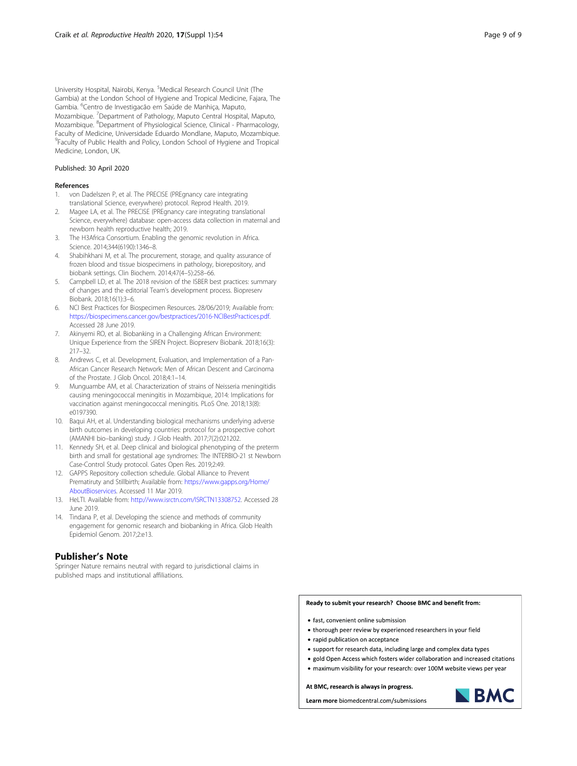University Hospital, Nairobi, Kenya. [5]Medical Research Council Unit (The Gambia) at the London School of Hygiene and Tropical Medicine, Fajara, The Gambia. [6]Centro de Investigacão em Saúde de Manhiça, Maputo, Mozambique. [7]Department of Pathology, Maputo Central Hospital, Maputo, Mozambique. [8]Department of Physiological Science, Clinical - Pharmacology, Faculty of Medicine, Universidade Eduardo Mondlane, Maputo, Mozambique. [9]Faculty of Public Health and Policy, London School of Hygiene and Tropical Medicine, London, UK.

Published: 30 April 2020

## References

1. von Dadelszen P, et al. The PRECISE (PREgnancy care integrating translational Science, everywhere) protocol. Reprod Health. 2019.
2. Magee LA, et al. The PRECISE (PREgnancy care integrating translational Science, everywhere) database: open-access data collection in maternal and newborn health reproductive health; 2019.
3. The H3Africa Consortium. Enabling the genomic revolution in Africa. Science. 2014;344(6190):1346–8.
4. Shabihkhani M, et al. The procurement, storage, and quality assurance of frozen blood and tissue biospecimens in pathology, biorepository, and biobank settings. Clin Biochem. 2014;47(4–5):258–66.
5. Campbell LD, et al. The 2018 revision of the ISBER best practices: summary of changes and the editorial Team's development process. Biopreserv Biobank. 2018;16(1):3–6.
6. NCI Best Practices for Biospecimen Resources. 28/06/2019; Available from: https://biospecimens.cancer.gov/bestpractices/2016-NCIBestPractices.pdf. Accessed 28 June 2019.
7. Akinyemi RO, et al. Biobanking in a Challenging African Environment: Unique Experience from the SIREN Project. Biopreserv Biobank. 2018;16(3): 217–32.
8. Andrews C, et al. Development, Evaluation, and Implementation of a Pan-African Cancer Research Network: Men of African Descent and Carcinoma of the Prostate. J Glob Oncol. 2018;4:1–14.
9. Munguambe AM, et al. Characterization of strains of Neisseria meningitidis causing meningococcal meningitis in Mozambique, 2014: Implications for vaccination against meningococcal meningitis. PLoS One. 2018;13(8): e0197390.
10. Baqui AH, et al. Understanding biological mechanisms underlying adverse birth outcomes in developing countries: protocol for a prospective cohort (AMANHI bio–banking) study. J Glob Health. 2017;7(2):021202.
11. Kennedy SH, et al. Deep clinical and biological phenotyping of the preterm birth and small for gestational age syndromes: The INTERBIO-21 st Newborn Case-Control Study protocol. Gates Open Res. 2019;2:49.
12. GAPPS Repository collection schedule. Global Alliance to Prevent Prematiruty and Stillbirth; Available from: https://www.gapps.org/Home/AboutBioservices. Accessed 11 Mar 2019.
13. HeLTI. Available from: http://www.isrctn.com/ISRCTN13308752. Accessed 28 June 2019.
14. Tindana P, et al. Developing the science and methods of community engagement for genomic research and biobanking in Africa. Glob Health Epidemiol Genom. 2017;2:e13.

## Publisher's Note

Springer Nature remains neutral with regard to jurisdictional claims in published maps and institutional affiliations.

**Ready to submit your research? Choose BMC and benefit from:**

- fast, convenient online submission
- thorough peer review by experienced researchers in your field
- rapid publication on acceptance
- support for research data, including large and complex data types
- gold Open Access which fosters wider collaboration and increased citations
- maximum visibility for your research: over 100M website views per year

**At BMC, research is always in progress.**

**Learn more** biomedcentral.com/submissions

BMC